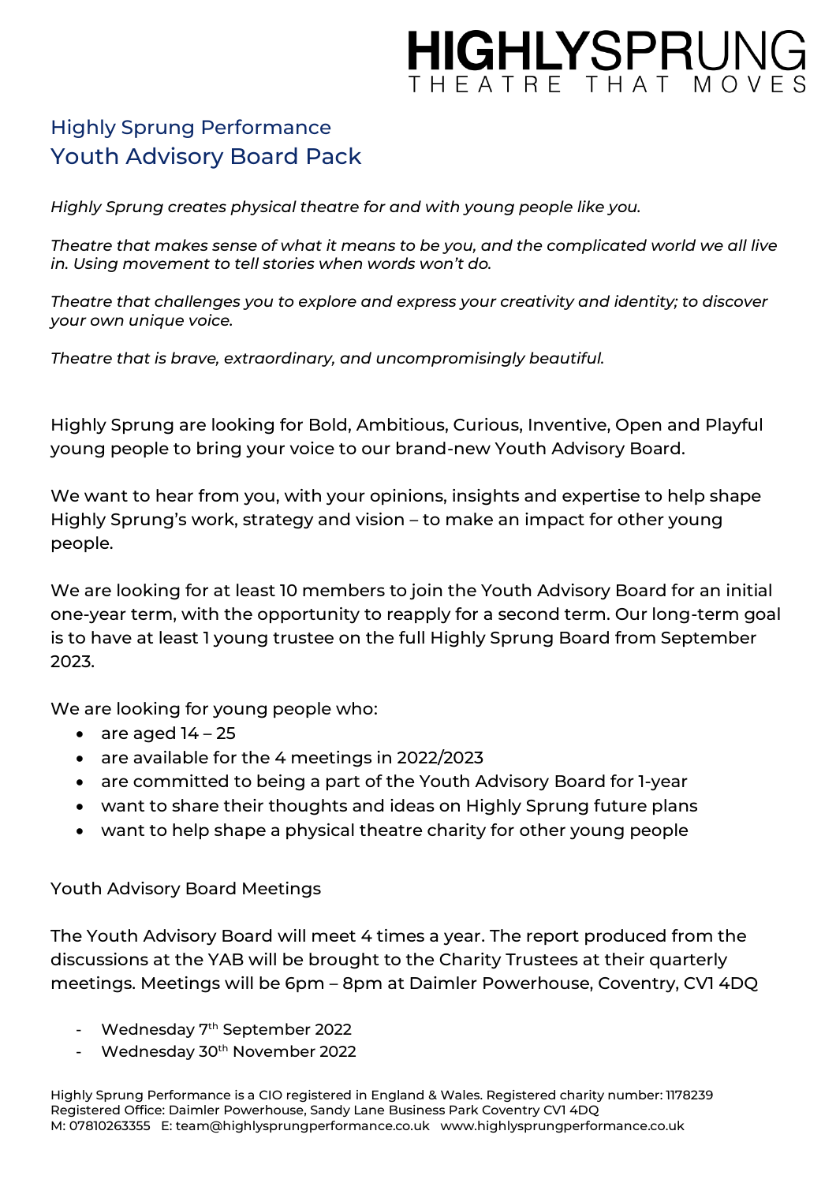# HIGHLYSPRUNG
THEATRE THAT MOVES

## Highly Sprung Performance
# Youth Advisory Board Pack

*Highly Sprung creates physical theatre for and with young people like you.*

*Theatre that makes sense of what it means to be you, and the complicated world we all live in. Using movement to tell stories when words won't do.*

*Theatre that challenges you to explore and express your creativity and identity; to discover your own unique voice.*

*Theatre that is brave, extraordinary, and uncompromisingly beautiful.*

Highly Sprung are looking for Bold, Ambitious, Curious, Inventive, Open and Playful young people to bring your voice to our brand-new Youth Advisory Board.

We want to hear from you, with your opinions, insights and expertise to help shape Highly Sprung's work, strategy and vision – to make an impact for other young people.

We are looking for at least 10 members to join the Youth Advisory Board for an initial one-year term, with the opportunity to reapply for a second term. Our long-term goal is to have at least 1 young trustee on the full Highly Sprung Board from September 2023.

We are looking for young people who:

- are aged 14 – 25
- are available for the 4 meetings in 2022/2023
- are committed to being a part of the Youth Advisory Board for 1-year
- want to share their thoughts and ideas on Highly Sprung future plans
- want to help shape a physical theatre charity for other young people

Youth Advisory Board Meetings

The Youth Advisory Board will meet 4 times a year. The report produced from the discussions at the YAB will be brought to the Charity Trustees at their quarterly meetings. Meetings will be 6pm – 8pm at Daimler Powerhouse, Coventry, CV1 4DQ

- Wednesday 7th September 2022
- Wednesday 30th November 2022

Highly Sprung Performance is a CIO registered in England & Wales. Registered charity number: 1178239
Registered Office: Daimler Powerhouse, Sandy Lane Business Park Coventry CV1 4DQ
M: 07810263355 E: team@highlysprungperformance.co.uk www.highlysprungperformance.co.uk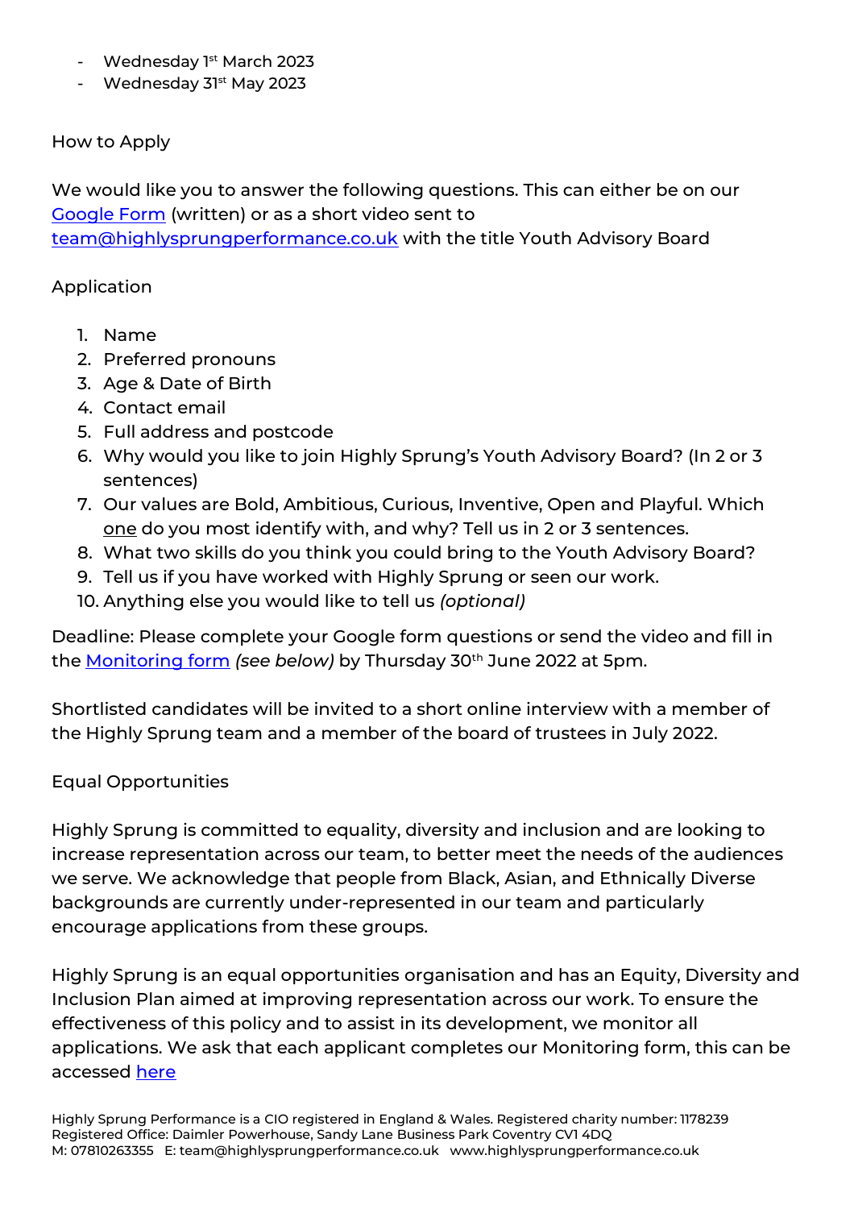- Wednesday 1st March 2023
- Wednesday 31st May 2023

## How to Apply

We would like you to answer the following questions. This can either be on our [Google Form](#) (written) or as a short video sent to [team@highlysprungperformance.co.uk](mailto:team@highlysprungperformance.co.uk) with the title Youth Advisory Board

## Application

1. Name
2. Preferred pronouns
3. Age & Date of Birth
4. Contact email
5. Full address and postcode
6. Why would you like to join Highly Sprung's Youth Advisory Board? (In 2 or 3 sentences)
7. Our values are Bold, Ambitious, Curious, Inventive, Open and Playful. Which <u>one</u> do you most identify with, and why? Tell us in 2 or 3 sentences.
8. What two skills do you think you could bring to the Youth Advisory Board?
9. Tell us if you have worked with Highly Sprung or seen our work.
10. Anything else you would like to tell us *(optional)*

Deadline: Please complete your Google form questions or send the video and fill in the [Monitoring form](#) *(see below)* by Thursday 30th June 2022 at 5pm.

Shortlisted candidates will be invited to a short online interview with a member of the Highly Sprung team and a member of the board of trustees in July 2022.

## Equal Opportunities

Highly Sprung is committed to equality, diversity and inclusion and are looking to increase representation across our team, to better meet the needs of the audiences we serve. We acknowledge that people from Black, Asian, and Ethnically Diverse backgrounds are currently under-represented in our team and particularly encourage applications from these groups.

Highly Sprung is an equal opportunities organisation and has an Equity, Diversity and Inclusion Plan aimed at improving representation across our work. To ensure the effectiveness of this policy and to assist in its development, we monitor all applications. We ask that each applicant completes our Monitoring form, this can be accessed [here](#)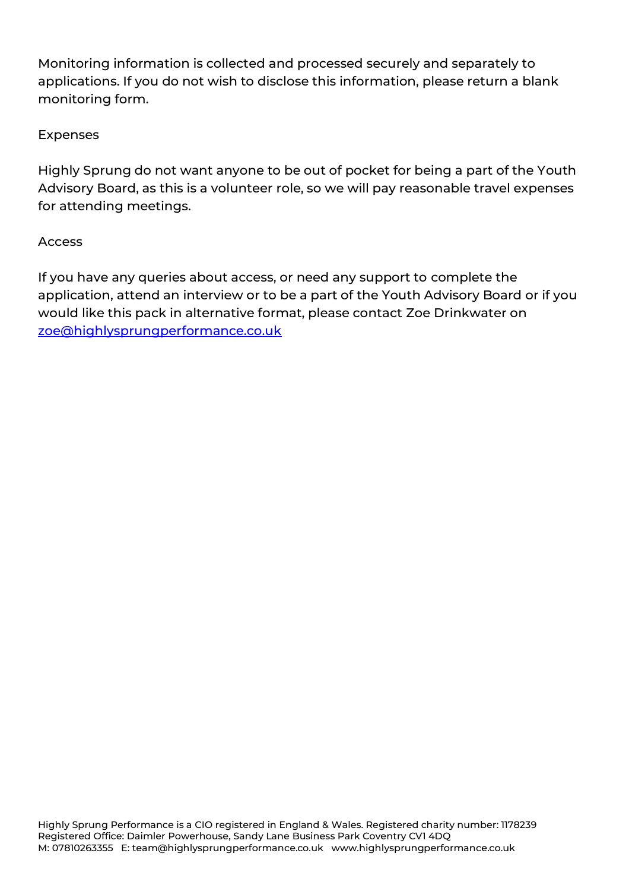Monitoring information is collected and processed securely and separately to applications. If you do not wish to disclose this information, please return a blank monitoring form.

## Expenses

Highly Sprung do not want anyone to be out of pocket for being a part of the Youth Advisory Board, as this is a volunteer role, so we will pay reasonable travel expenses for attending meetings.

## Access

If you have any queries about access, or need any support to complete the application, attend an interview or to be a part of the Youth Advisory Board or if you would like this pack in alternative format, please contact Zoe Drinkwater on zoe@highlysprungperformance.co.uk

Highly Sprung Performance is a CIO registered in England & Wales. Registered charity number: 1178239
Registered Office: Daimler Powerhouse, Sandy Lane Business Park Coventry CV1 4DQ
M: 07810263355 E: team@highlysprungperformance.co.uk www.highlysprungperformance.co.uk